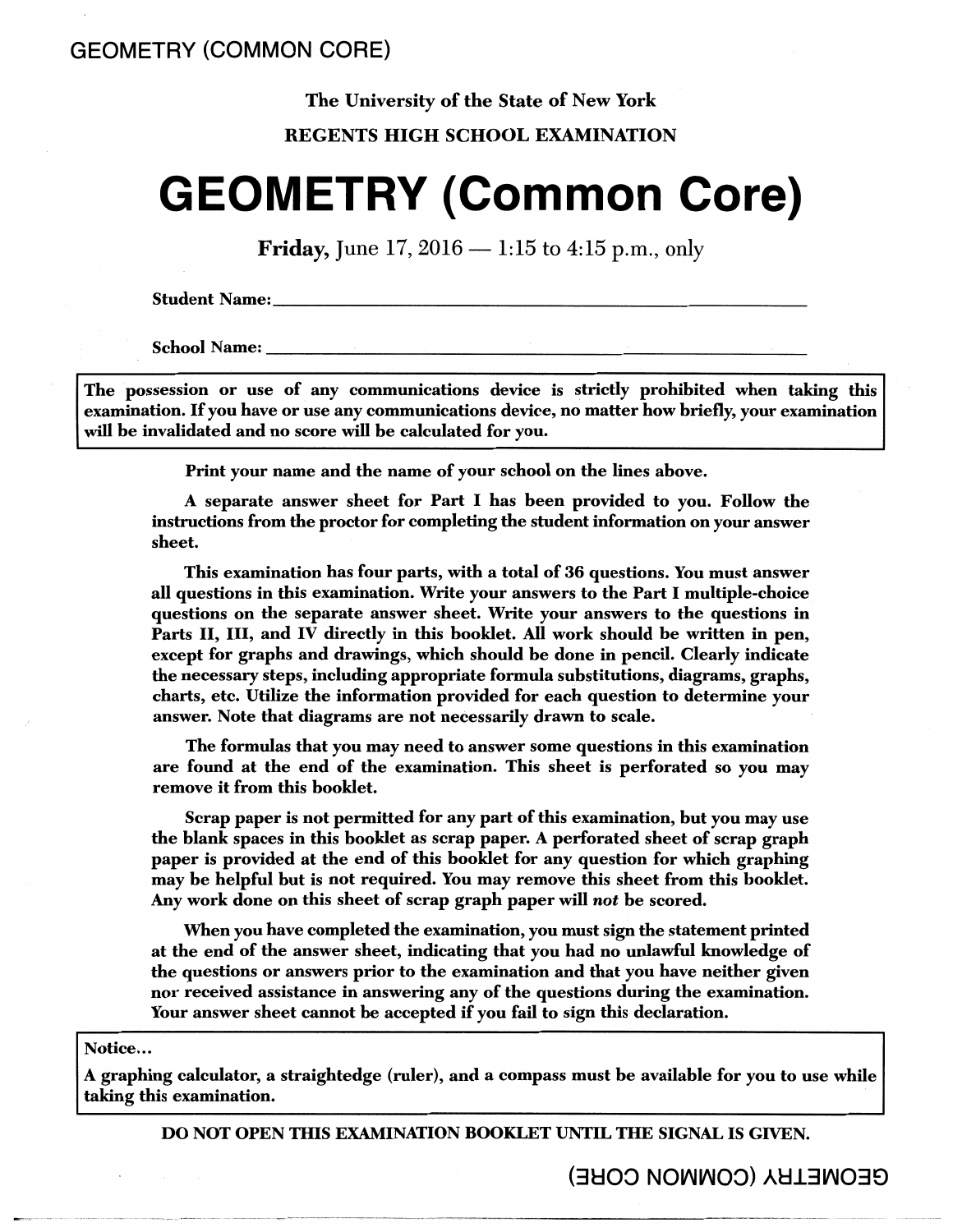GEOMETRY (COMMON CORE)

The University of the State of New York

**REGENTS HIGH SCHOOL EXAMINATION**

# GEOMETRY (Common Core)

**Friday,** June 17, 2016 — 1:15 to 4:15 p.m., only

**Student Name:** ______________________________________________

**School Name:** ______________________________________________

**The possession or use of any communications device is strictly prohibited when taking this examination. If you have or use any communications device, no matter how briefly, your examination will be invalidated and no score will be calculated for you.**

**Print your name and the name of your school on the lines above.**

**A separate answer sheet for Part I has been provided to you. Follow the instructions from the proctor for completing the student information on your answer sheet.**

**This examination has four parts, with a total of 36 questions. You must answer all questions in this examination. Write your answers to the Part I multiple-choice questions on the separate answer sheet. Write your answers to the questions in Parts II, III, and IV directly in this booklet. All work should be written in pen, except for graphs and drawings, which should be done in pencil. Clearly indicate the necessary steps, including appropriate formula substitutions, diagrams, graphs, charts, etc. Utilize the information provided for each question to determine your answer. Note that diagrams are not necessarily drawn to scale.**

**The formulas that you may need to answer some questions in this examination are found at the end of the examination. This sheet is perforated so you may remove it from this booklet.**

**Scrap paper is not permitted for any part of this examination, but you may use the blank spaces in this booklet as scrap paper. A perforated sheet of scrap graph paper is provided at the end of this booklet for any question for which graphing may be helpful but is not required. You may remove this sheet from this booklet. Any work done on this sheet of scrap graph paper will *not* be scored.**

**When you have completed the examination, you must sign the statement printed at the end of the answer sheet, indicating that you had no unlawful knowledge of the questions or answers prior to the examination and that you have neither given nor received assistance in answering any of the questions during the examination. Your answer sheet cannot be accepted if you fail to sign this declaration.**

**Notice…**

**A graphing calculator, a straightedge (ruler), and a compass must be available for you to use while taking this examination.**

**DO NOT OPEN THIS EXAMINATION BOOKLET UNTIL THE SIGNAL IS GIVEN.**

GEOMETRY (COMMON CORE)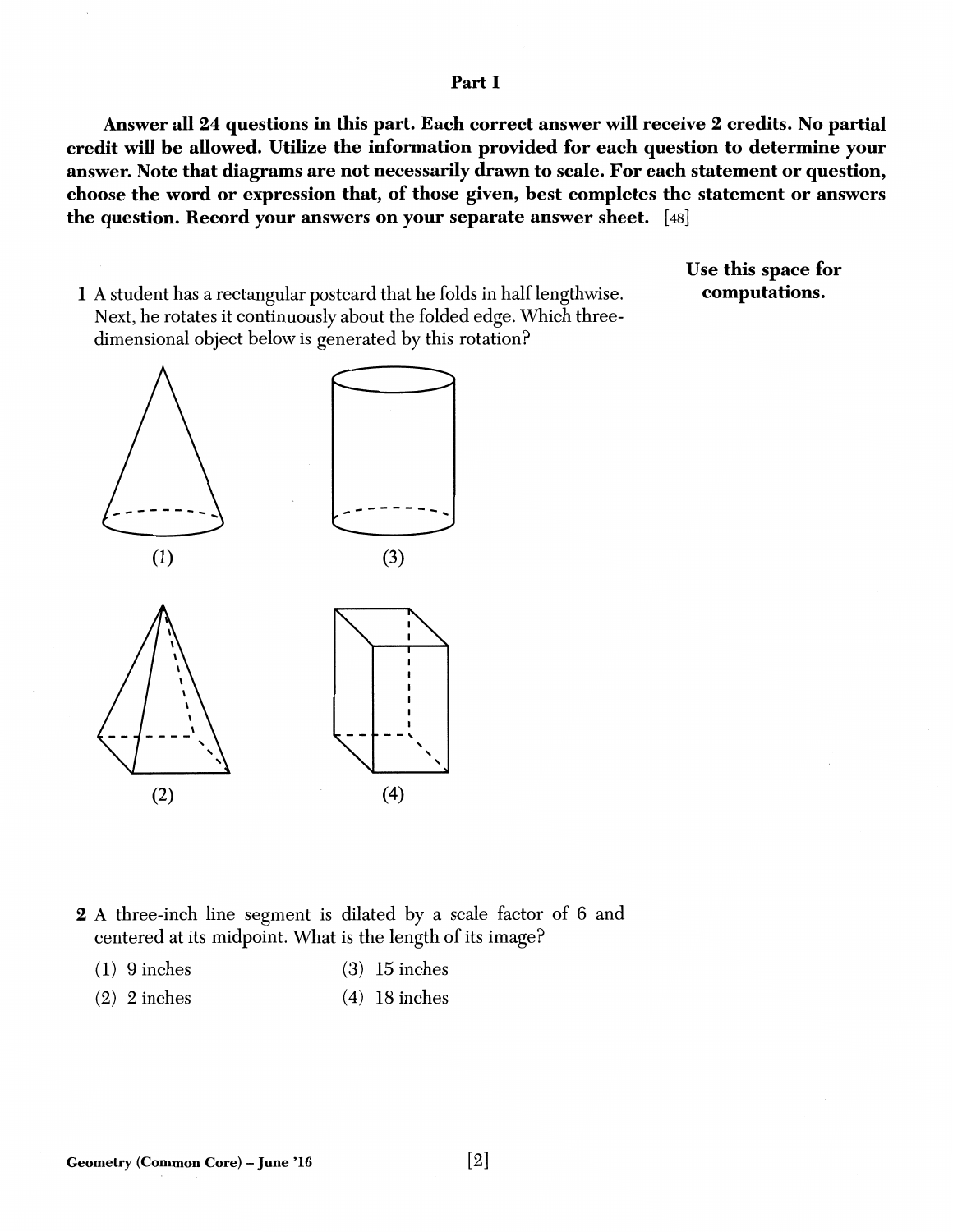## Part I

**Answer all 24 questions in this part. Each correct answer will receive 2 credits. No partial credit will be allowed. Utilize the information provided for each question to determine your answer. Note that diagrams are not necessarily drawn to scale. For each statement or question, choose the word or expression that, of those given, best completes the statement or answers the question. Record your answers on your separate answer sheet.** [48]

**Use this space for computations.**

**1** A student has a rectangular postcard that he folds in half lengthwise. Next, he rotates it continuously about the folded edge. Which three-dimensional object below is generated by this rotation?

(1)

(3)

(2)

(4)

**2** A three-inch line segment is dilated by a scale factor of 6 and centered at its midpoint. What is the length of its image?

(1) 9 inches

(2) 2 inches

(3) 15 inches

(4) 18 inches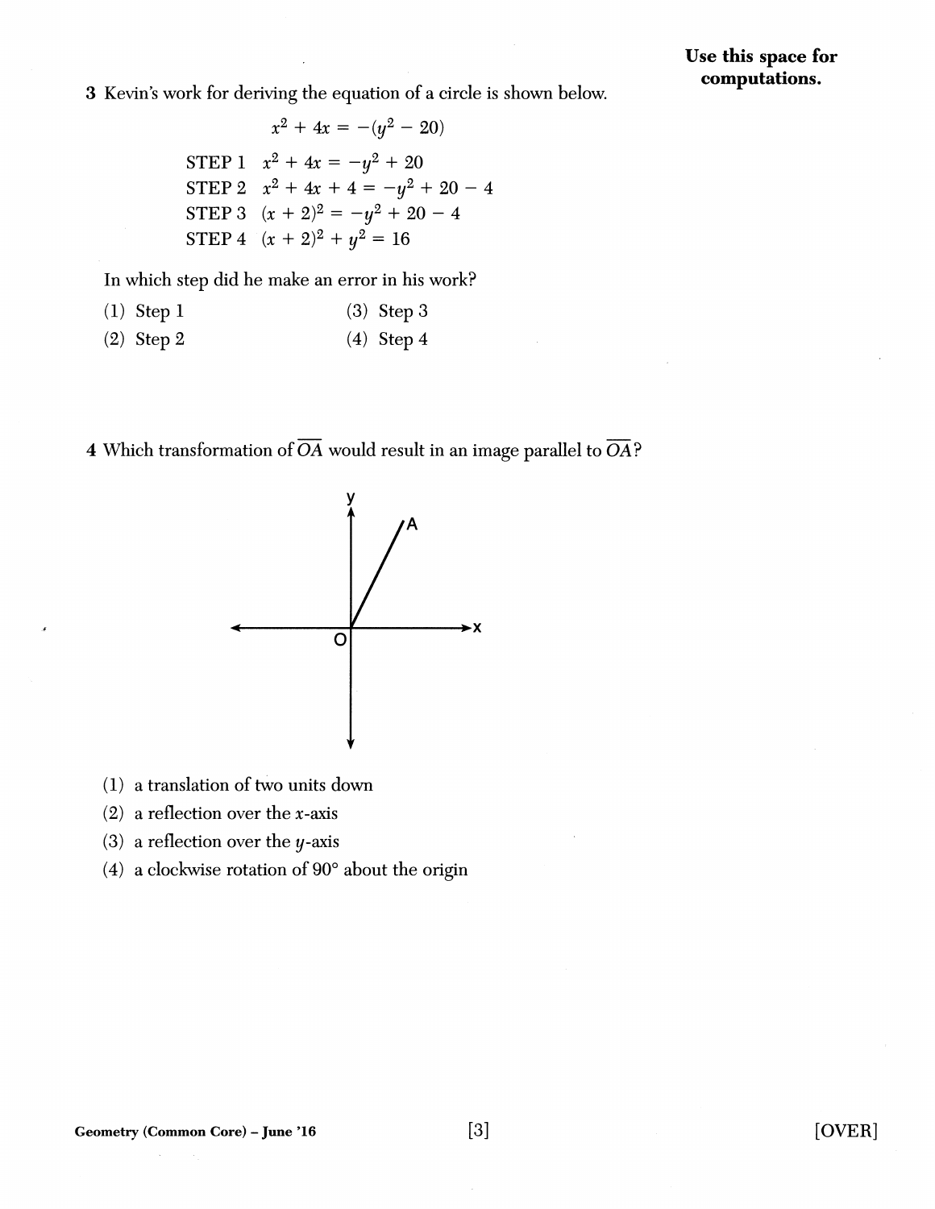**Use this space for computations.**

3 Kevin's work for deriving the equation of a circle is shown below.

$$x^2 + 4x = -(y^2 - 20)$$

STEP 1 $x^2 + 4x = -y^2 + 20$

STEP 2 $x^2 + 4x + 4 = -y^2 + 20 - 4$

STEP 3 $(x + 2)^2 = -y^2 + 20 - 4$

STEP 4 $(x + 2)^2 + y^2 = 16$

In which step did he make an error in his work?

(1) Step 1
(2) Step 2
(3) Step 3
(4) Step 4

4 Which transformation of $\overline{OA}$ would result in an image parallel to $\overline{OA}$?

(1) a translation of two units down
(2) a reflection over the $x$-axis
(3) a reflection over the $y$-axis
(4) a clockwise rotation of 90° about the origin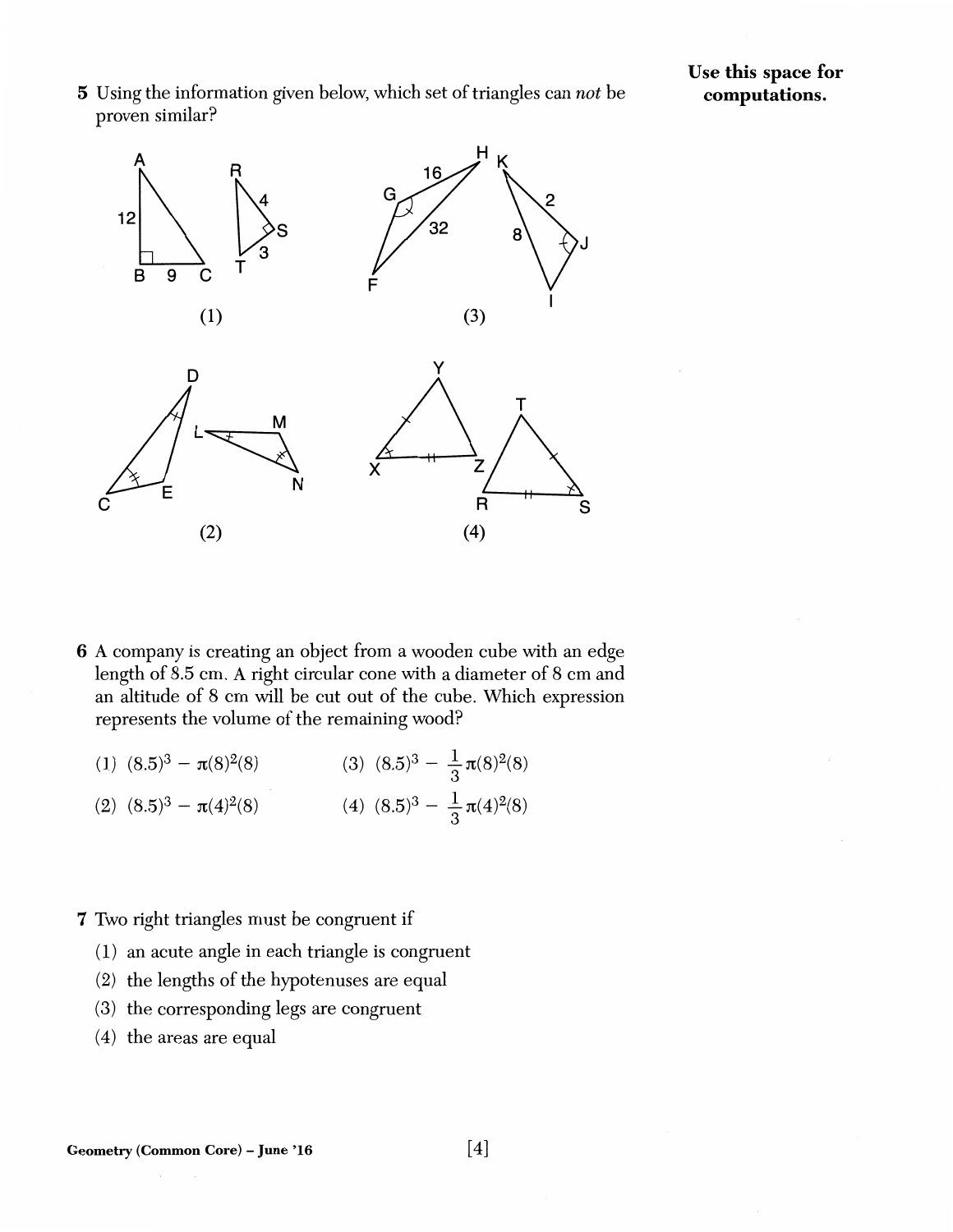Use this space for computations.

5 Using the information given below, which set of triangles can *not* be proven similar?

(1)

(3)

(2)

(4)

6 A company is creating an object from a wooden cube with an edge length of 8.5 cm. A right circular cone with a diameter of 8 cm and an altitude of 8 cm will be cut out of the cube. Which expression represents the volume of the remaining wood?

(1) $(8.5)^3 - \pi(8)^2(8)$

(2) $(8.5)^3 - \pi(4)^2(8)$

(3) $(8.5)^3 - \frac{1}{3}\pi(8)^2(8)$

(4) $(8.5)^3 - \frac{1}{3}\pi(4)^2(8)$

7 Two right triangles must be congruent if

(1) an acute angle in each triangle is congruent

(2) the lengths of the hypotenuses are equal

(3) the corresponding legs are congruent

(4) the areas are equal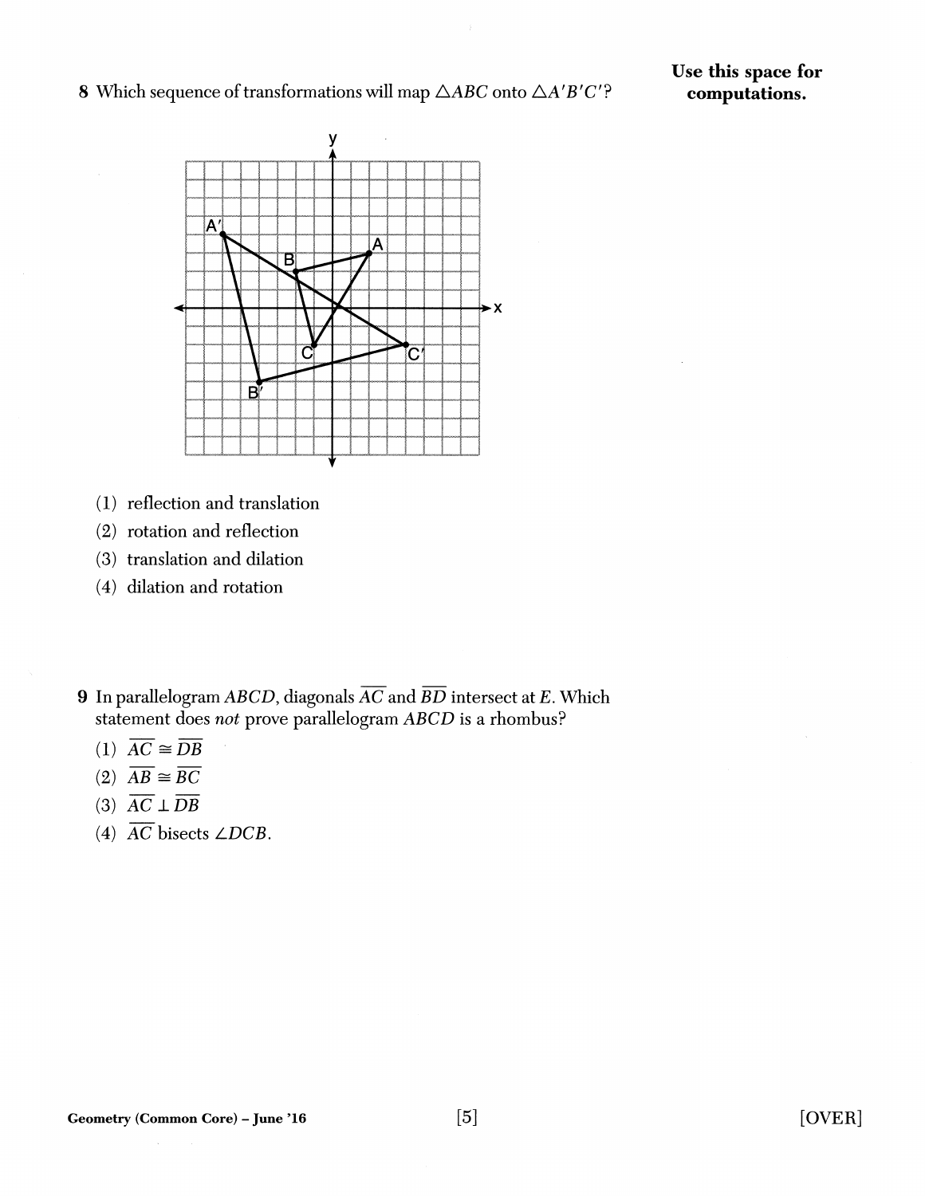**Use this space for computations.**

8 Which sequence of transformations will map $\triangle ABC$ onto $\triangle A'B'C'$?

(1) reflection and translation

(2) rotation and reflection

(3) translation and dilation

(4) dilation and rotation

9 In parallelogram $ABCD$, diagonals $\overline{AC}$ and $\overline{BD}$ intersect at $E$. Which statement does *not* prove parallelogram $ABCD$ is a rhombus?

(1) $\overline{AC} \cong \overline{DB}$

(2) $\overline{AB} \cong \overline{BC}$

(3) $\overline{AC} \perp \overline{DB}$

(4) $\overline{AC}$ bisects $\angle DCB$.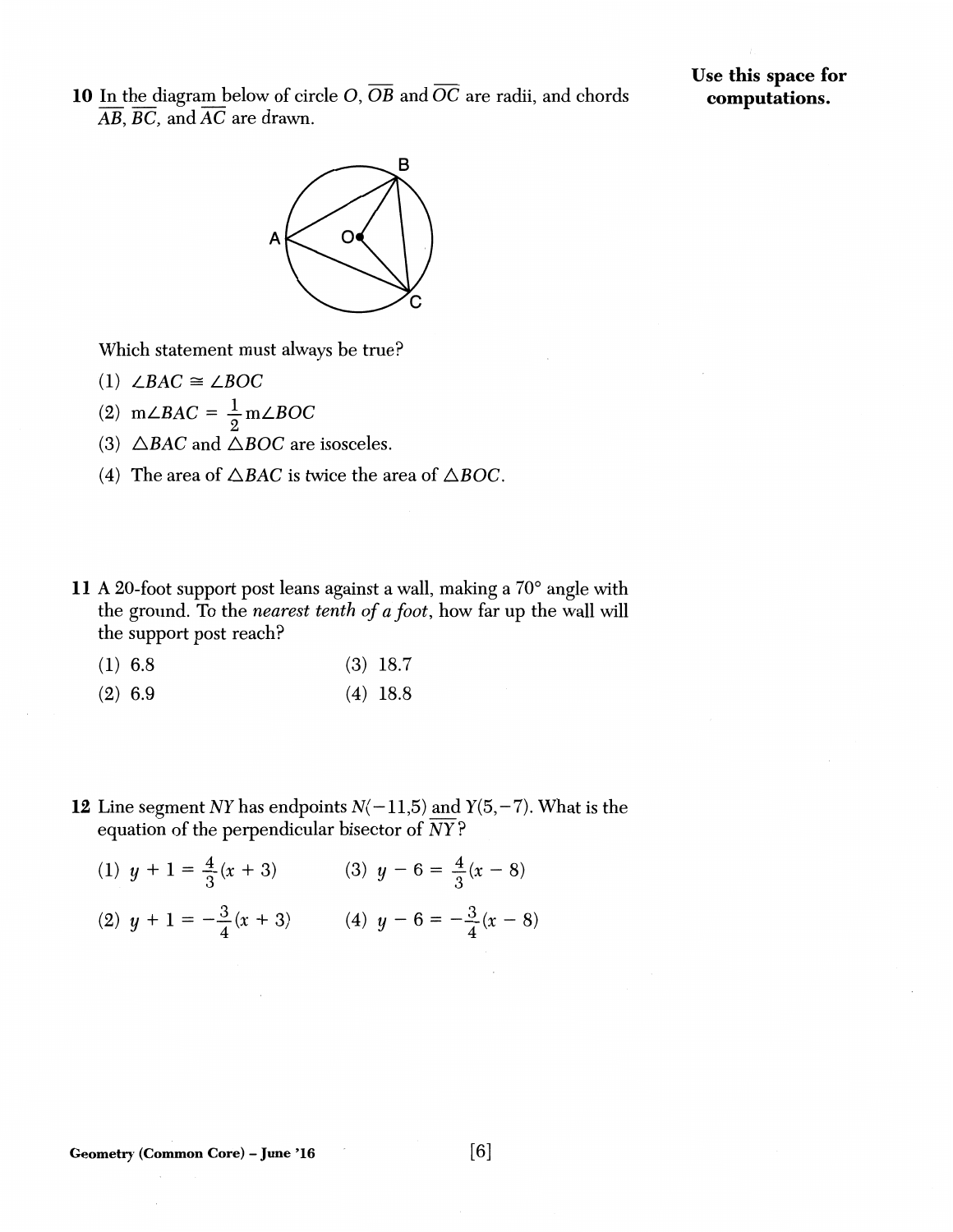**Use this space for computations.**

10 In the diagram below of circle $O$, $\overline{OB}$ and $\overline{OC}$ are radii, and chords $\overline{AB}$, $\overline{BC}$, and $\overline{AC}$ are drawn.

Which statement must always be true?

(1) $\angle BAC \cong \angle BOC$

(2) $m\angle BAC = \frac{1}{2} m\angle BOC$

(3) $\triangle BAC$ and $\triangle BOC$ are isosceles.

(4) The area of $\triangle BAC$ is twice the area of $\triangle BOC$.

11 A 20-foot support post leans against a wall, making a 70° angle with the ground. To the *nearest tenth of a foot*, how far up the wall will the support post reach?

(1) 6.8

(2) 6.9

(3) 18.7

(4) 18.8

12 Line segment $NY$ has endpoints $N(-11,5)$ and $Y(5,-7)$. What is the equation of the perpendicular bisector of $\overline{NY}$?

(1) $y + 1 = \frac{4}{3}(x + 3)$

(2) $y + 1 = -\frac{3}{4}(x + 3)$

(3) $y - 6 = \frac{4}{3}(x - 8)$

(4) $y - 6 = -\frac{3}{4}(x - 8)$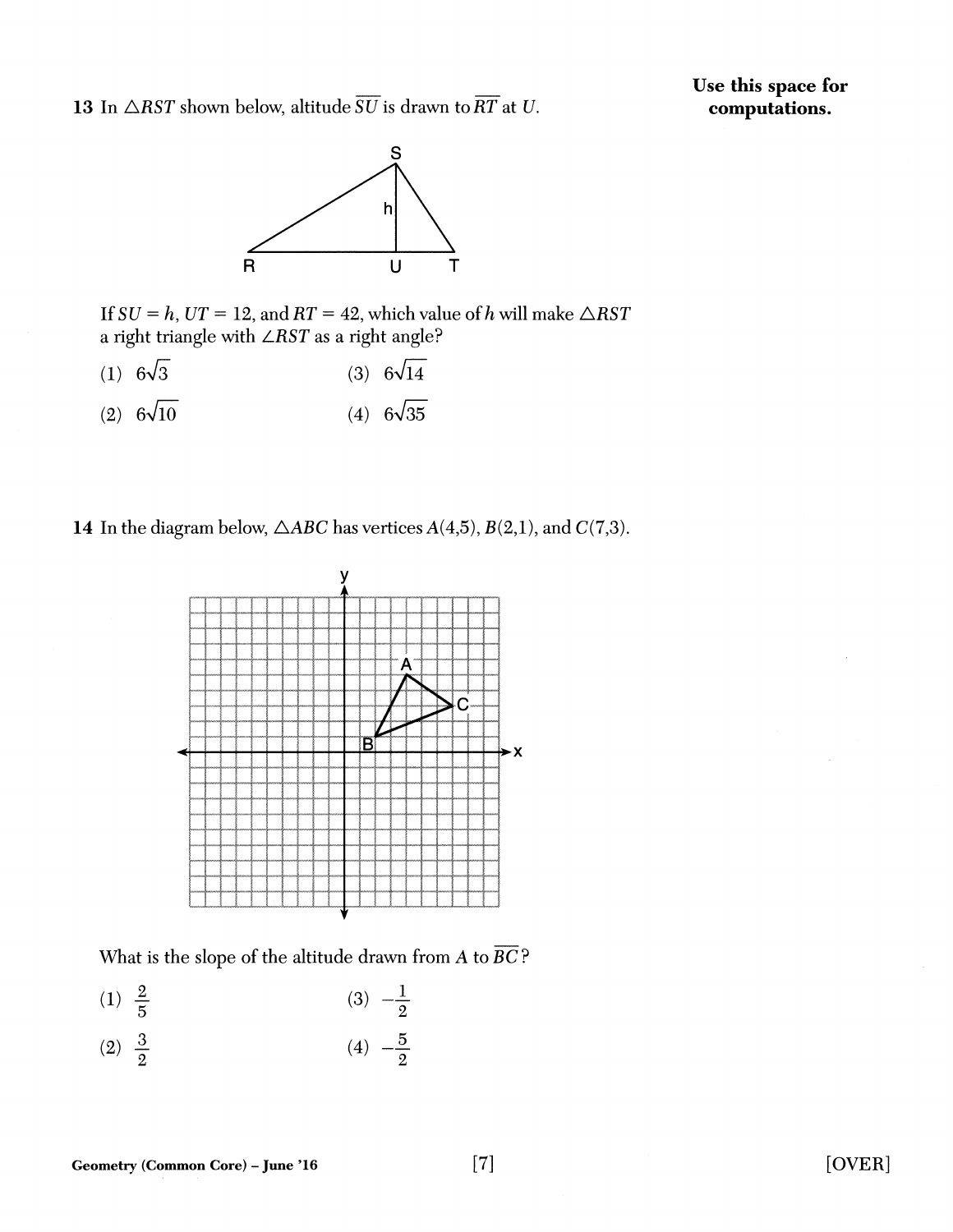**Use this space for computations.**

13 In $\triangle RST$ shown below, altitude $\overline{SU}$ is drawn to $\overline{RT}$ at $U$.

If $SU = h$, $UT = 12$, and $RT = 42$, which value of $h$ will make $\triangle RST$ a right triangle with $\angle RST$ as a right angle?

(1) $6\sqrt{3}$

(2) $6\sqrt{10}$

(3) $6\sqrt{14}$

(4) $6\sqrt{35}$

14 In the diagram below, $\triangle ABC$ has vertices $A(4,5)$, $B(2,1)$, and $C(7,3)$.

What is the slope of the altitude drawn from $A$ to $\overline{BC}$?

(1) $\frac{2}{5}$

(2) $\frac{3}{2}$

(3) $-\frac{1}{2}$

(4) $-\frac{5}{2}$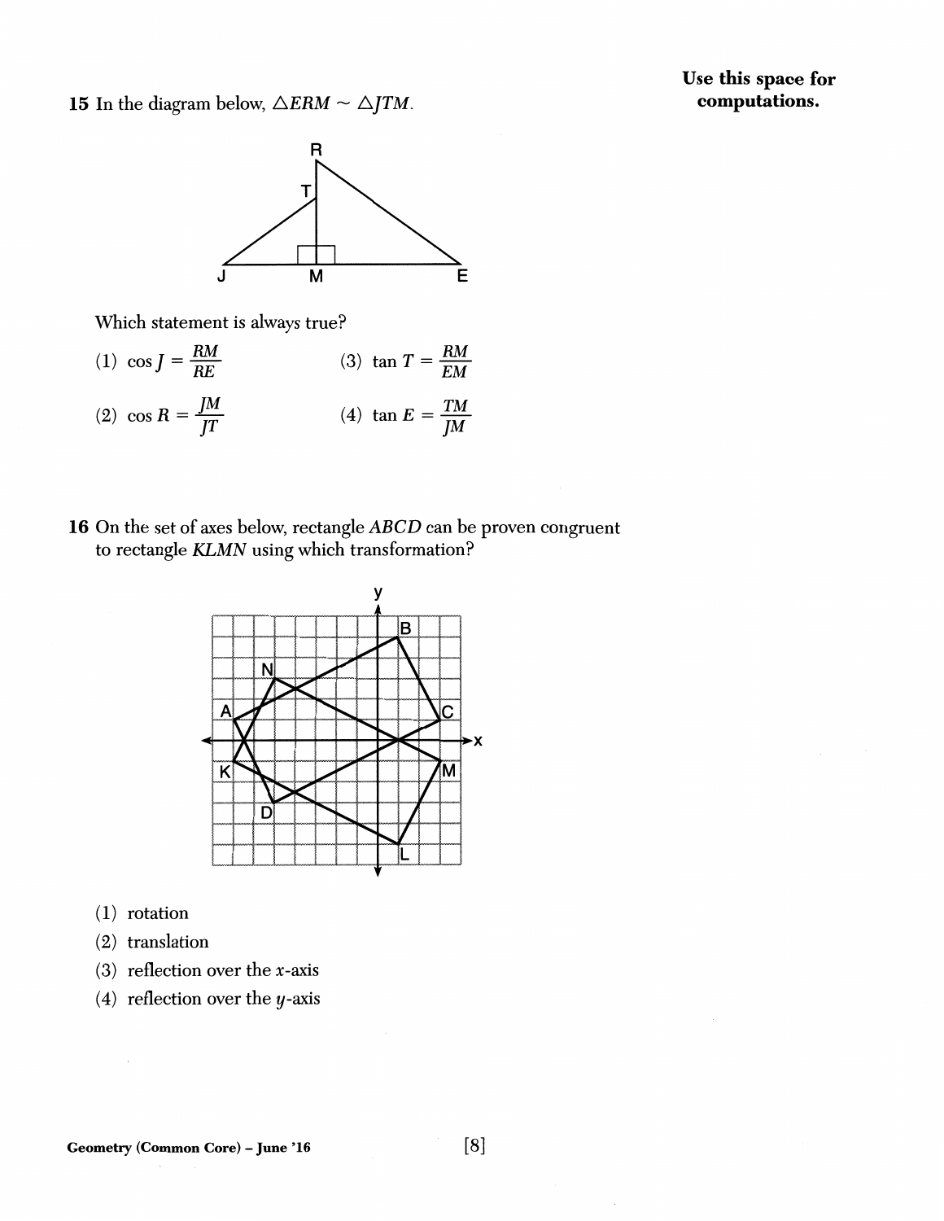**Use this space for computations.**

15 In the diagram below, $\triangle ERM \sim \triangle JTM$.

Which statement is always true?

(1) $\cos J = \frac{RM}{RE}$

(2) $\cos R = \frac{JM}{JT}$

(3) $\tan T = \frac{RM}{EM}$

(4) $\tan E = \frac{TM}{JM}$

16 On the set of axes below, rectangle $ABCD$ can be proven congruent to rectangle $KLMN$ using which transformation?

(1) rotation

(2) translation

(3) reflection over the $x$-axis

(4) reflection over the $y$-axis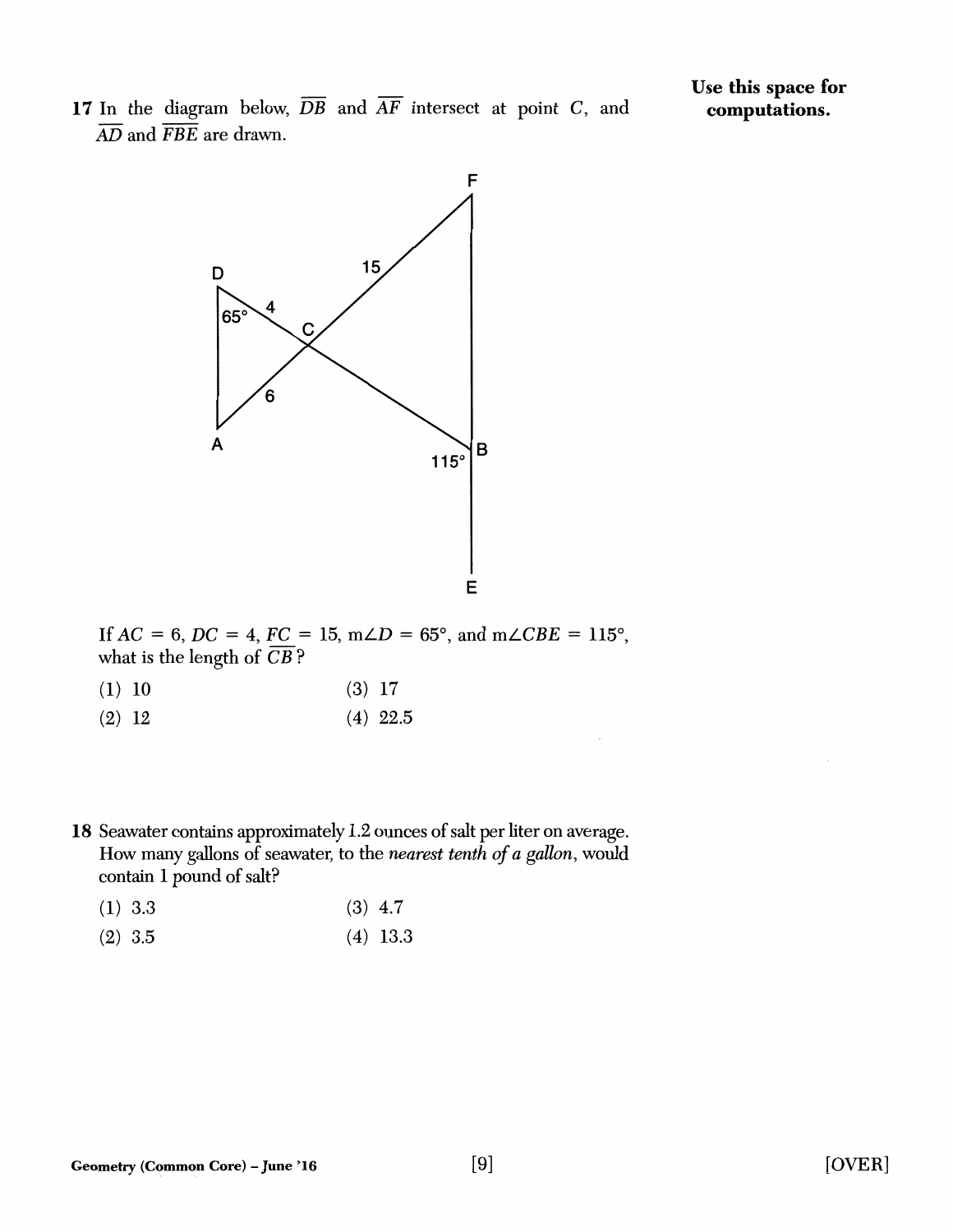**Use this space for computations.**

17 In the diagram below, $\overline{DB}$ and $\overline{AF}$ intersect at point $C$, and $\overline{AD}$ and $\overline{FBE}$ are drawn.

If $AC = 6$, $DC = 4$, $FC = 15$, $m\angle D = 65°$, and $m\angle CBE = 115°$, what is the length of $\overline{CB}$?

(1) 10
(2) 12
(3) 17
(4) 22.5

18 Seawater contains approximately 1.2 ounces of salt per liter on average. How many gallons of seawater, to the *nearest tenth of a gallon*, would contain 1 pound of salt?

(1) 3.3
(2) 3.5
(3) 4.7
(4) 13.3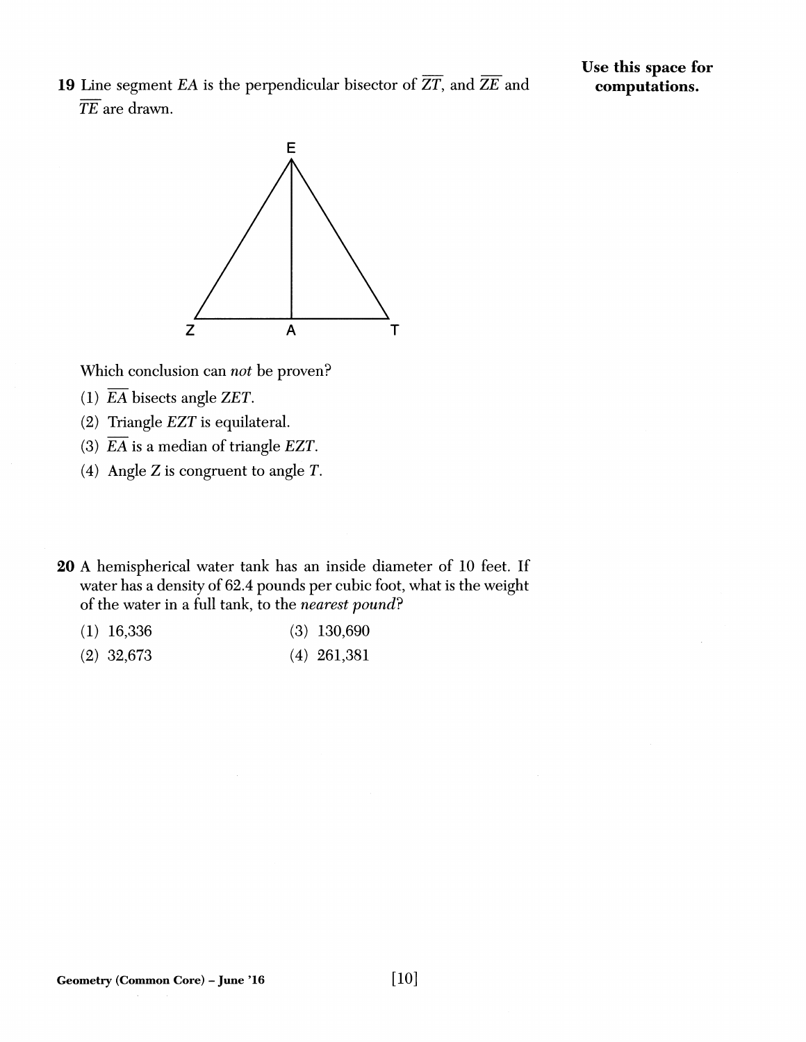**Use this space for computations.**

**19** Line segment $EA$ is the perpendicular bisector of $\overline{ZT}$, and $\overline{ZE}$ and $\overline{TE}$ are drawn.

Which conclusion can *not* be proven?

(1) $\overline{EA}$ bisects angle $ZET$.

(2) Triangle $EZT$ is equilateral.

(3) $\overline{EA}$ is a median of triangle $EZT$.

(4) Angle $Z$ is congruent to angle $T$.

**20** A hemispherical water tank has an inside diameter of 10 feet. If water has a density of 62.4 pounds per cubic foot, what is the weight of the water in a full tank, to the *nearest pound*?

(1) 16,336

(2) 32,673

(3) 130,690

(4) 261,381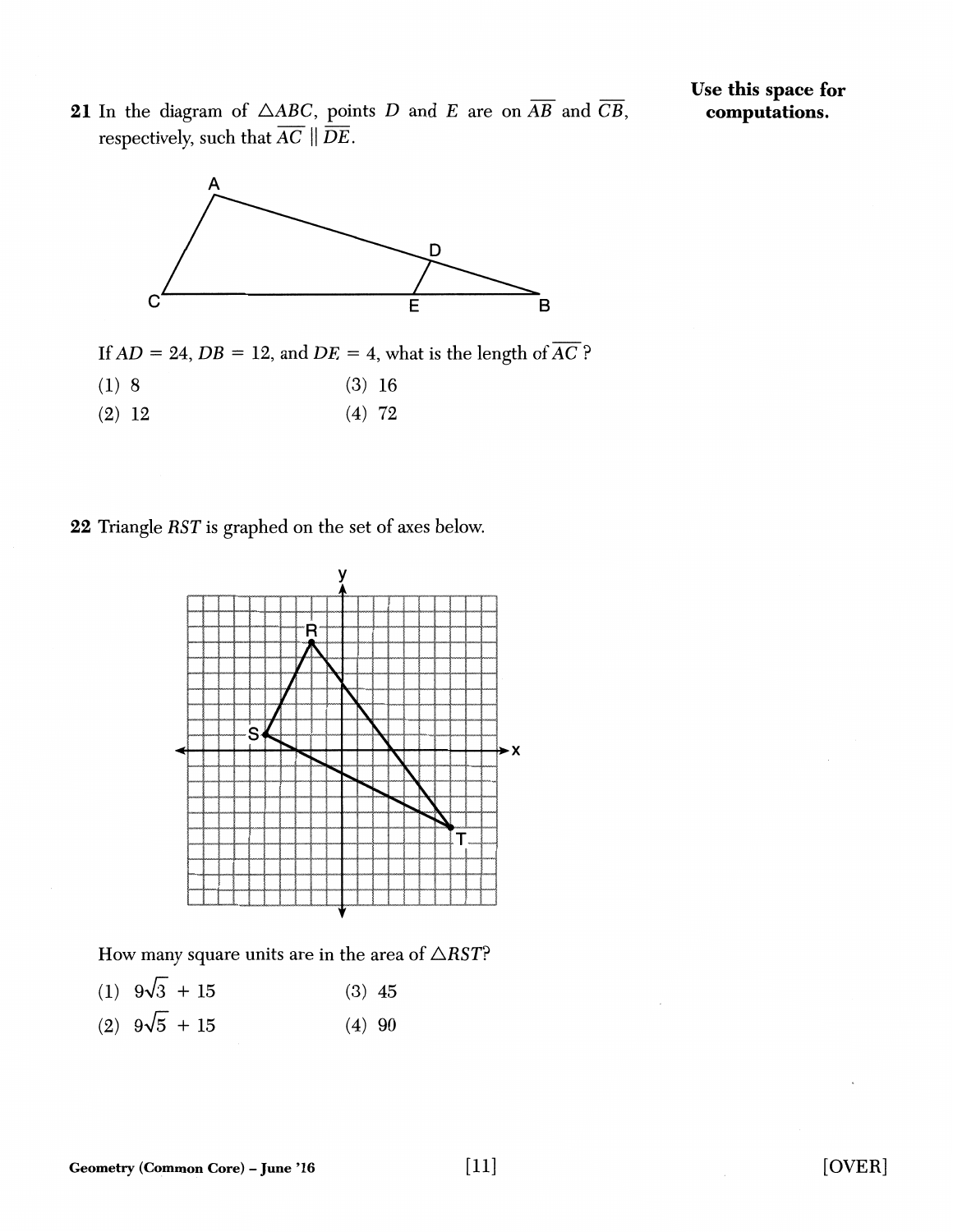**Use this space for computations.**

**21** In the diagram of $\triangle ABC$, points $D$ and $E$ are on $\overline{AB}$ and $\overline{CB}$, respectively, such that $\overline{AC} \parallel \overline{DE}$.

If $AD = 24$, $DB = 12$, and $DE = 4$, what is the length of $\overline{AC}$?

(1) 8

(2) 12

(3) 16

(4) 72

**22** Triangle $RST$ is graphed on the set of axes below.

How many square units are in the area of $\triangle RST$?

(1) $9\sqrt{3} + 15$

(2) $9\sqrt{5} + 15$

(3) 45

(4) 90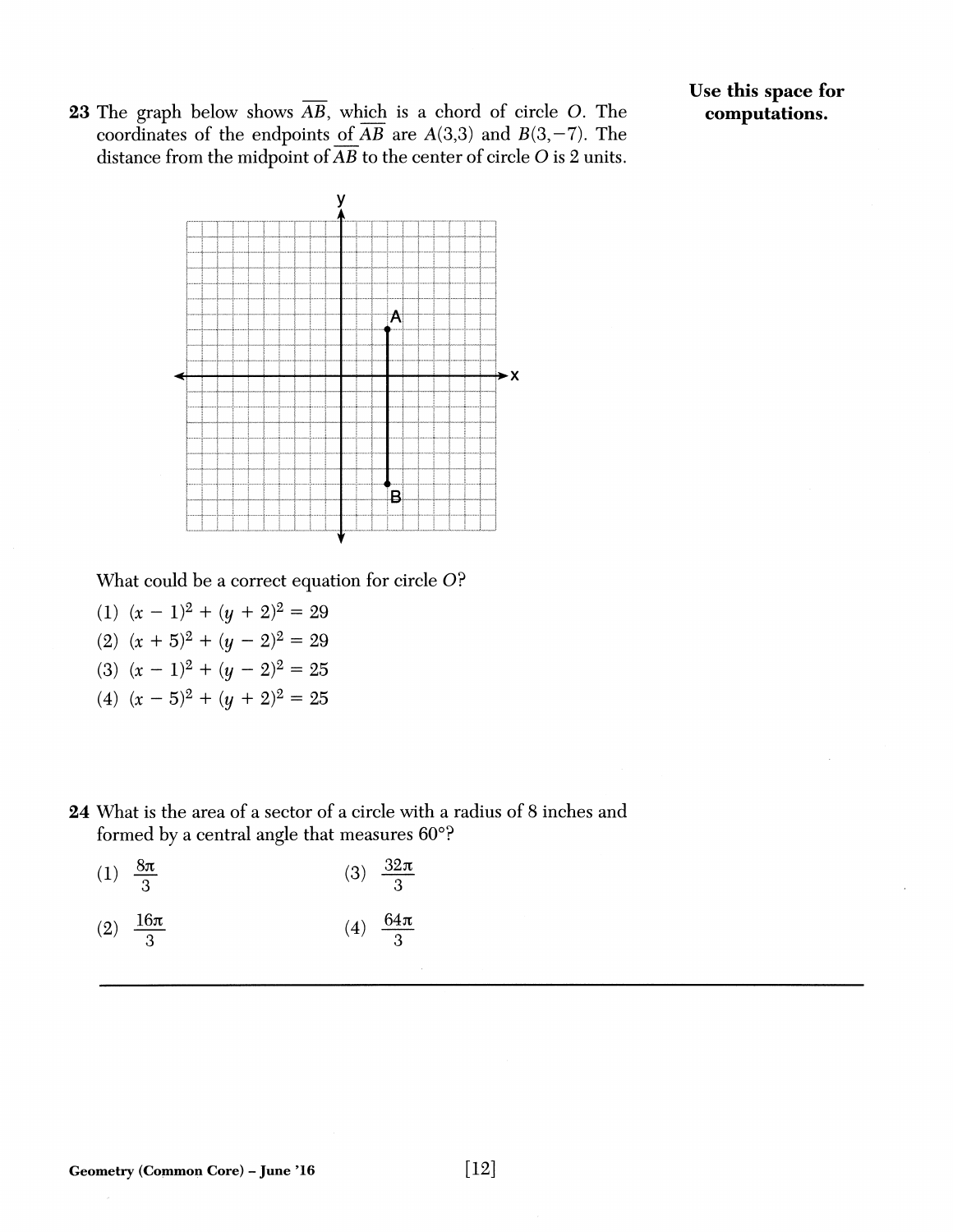**Use this space for computations.**

23 The graph below shows $\overline{AB}$, which is a chord of circle $O$. The coordinates of the endpoints of $\overline{AB}$ are $A(3,3)$ and $B(3,-7)$. The distance from the midpoint of $\overline{AB}$ to the center of circle $O$ is 2 units.

What could be a correct equation for circle $O$?

(1) $(x - 1)^2 + (y + 2)^2 = 29$

(2) $(x + 5)^2 + (y - 2)^2 = 29$

(3) $(x - 1)^2 + (y - 2)^2 = 25$

(4) $(x - 5)^2 + (y + 2)^2 = 25$

24 What is the area of a sector of a circle with a radius of 8 inches and formed by a central angle that measures 60°?

(1) $\frac{8\pi}{3}$

(2) $\frac{16\pi}{3}$

(3) $\frac{32\pi}{3}$

(4) $\frac{64\pi}{3}$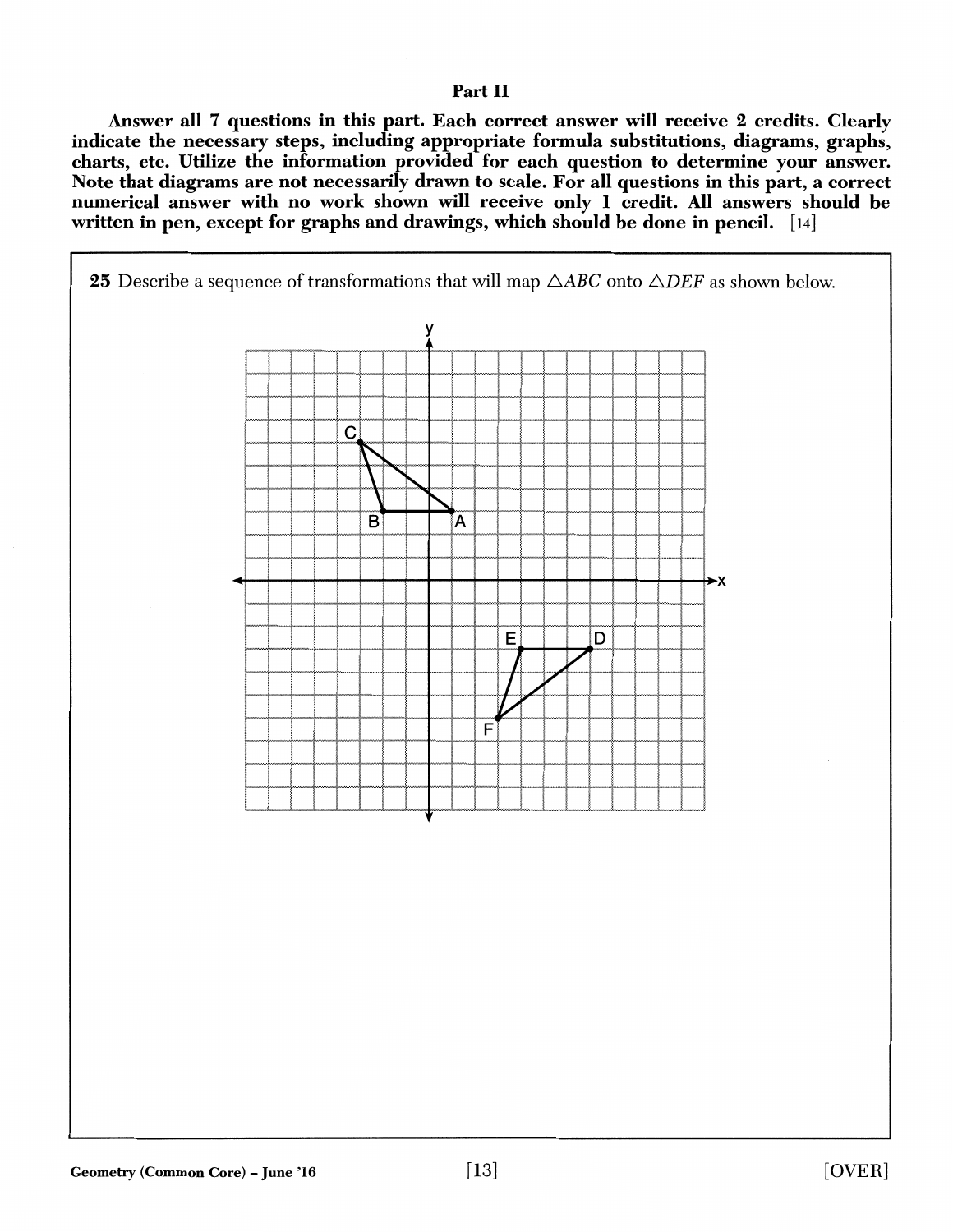## Part II

**Answer all 7 questions in this part. Each correct answer will receive 2 credits. Clearly indicate the necessary steps, including appropriate formula substitutions, diagrams, graphs, charts, etc. Utilize the information provided for each question to determine your answer. Note that diagrams are not necessarily drawn to scale. For all questions in this part, a correct numerical answer with no work shown will receive only 1 credit. All answers should be written in pen, except for graphs and drawings, which should be done in pencil.** [14]

**25** Describe a sequence of transformations that will map $\triangle ABC$ onto $\triangle DEF$ as shown below.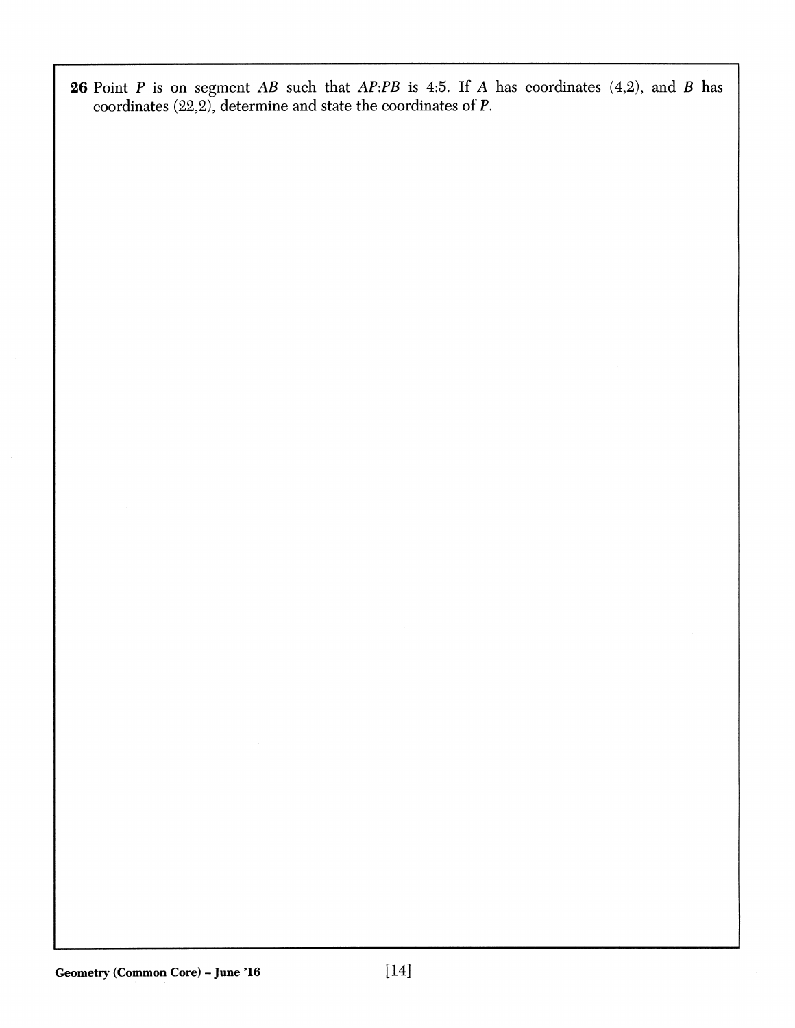**26** Point $P$ is on segment $AB$ such that $AP{:}PB$ is 4:5. If $A$ has coordinates (4,2), and $B$ has coordinates (22,2), determine and state the coordinates of $P$.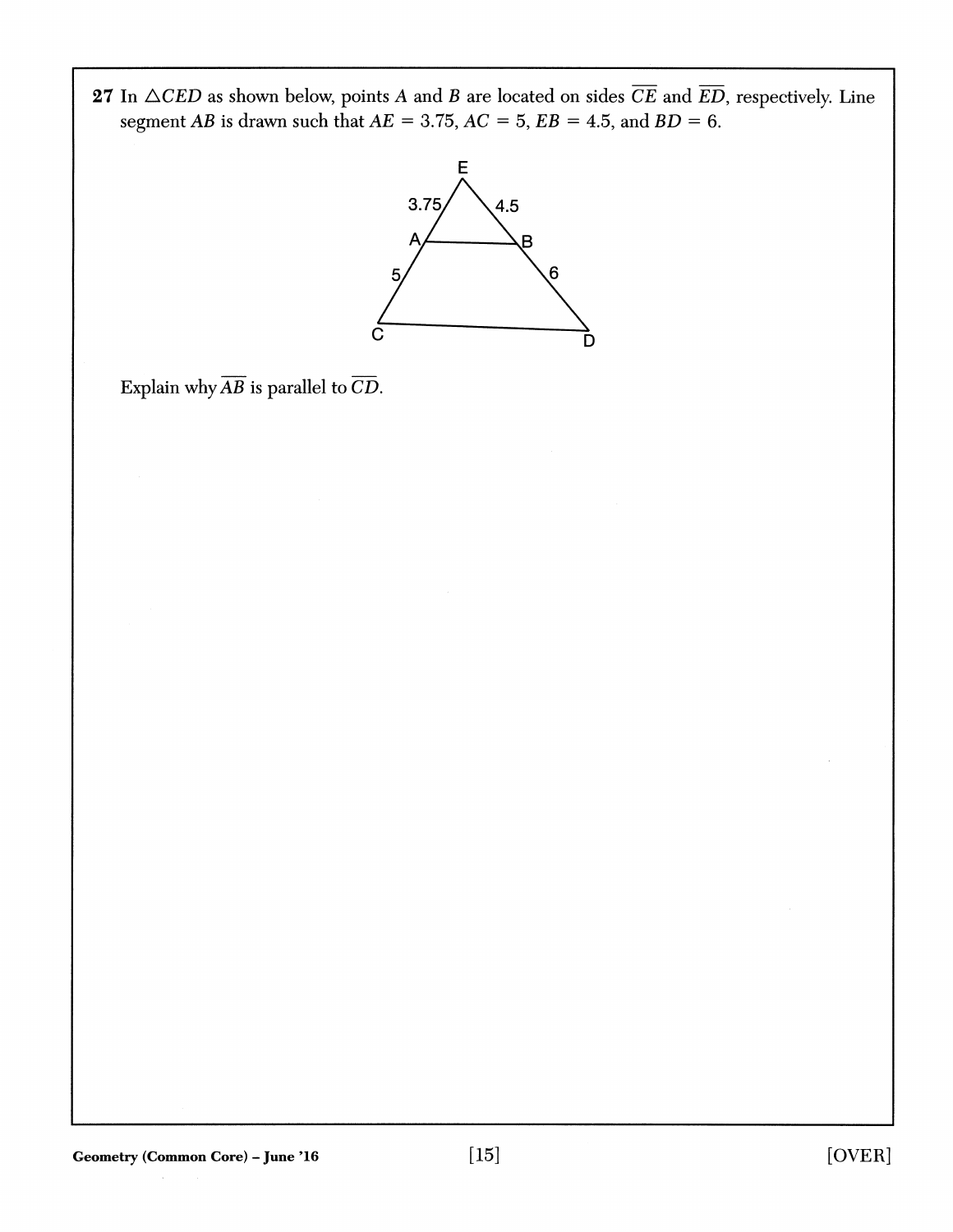**27** In $\triangle CED$ as shown below, points $A$ and $B$ are located on sides $\overline{CE}$ and $\overline{ED}$, respectively. Line segment $AB$ is drawn such that $AE = 3.75$, $AC = 5$, $EB = 4.5$, and $BD = 6$.

Explain why $\overline{AB}$ is parallel to $\overline{CD}$.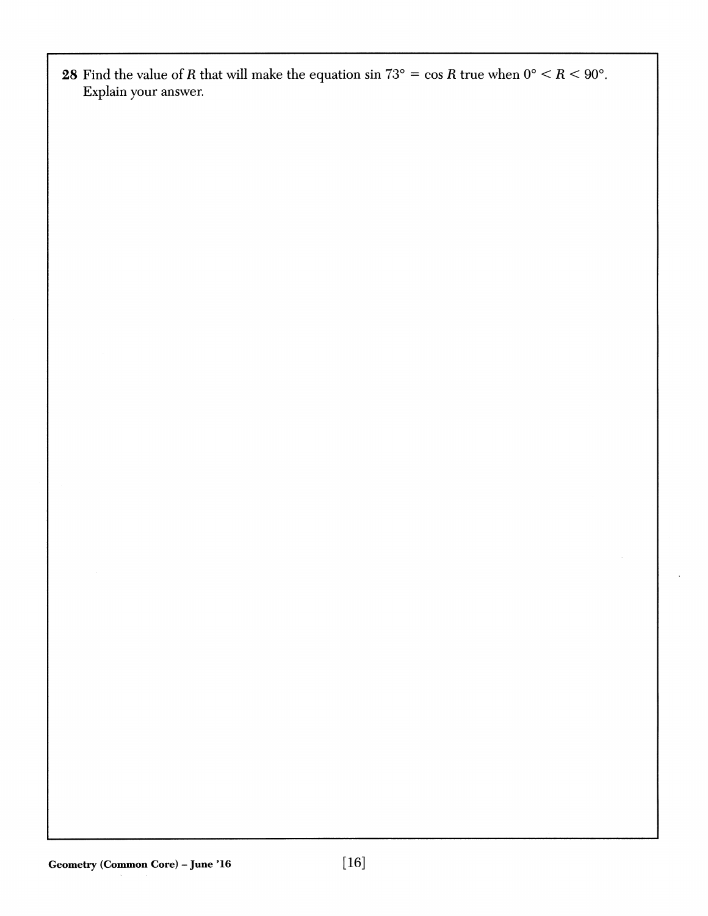**28** Find the value of $R$ that will make the equation $\sin 73° = \cos R$ true when $0° < R < 90°$. Explain your answer.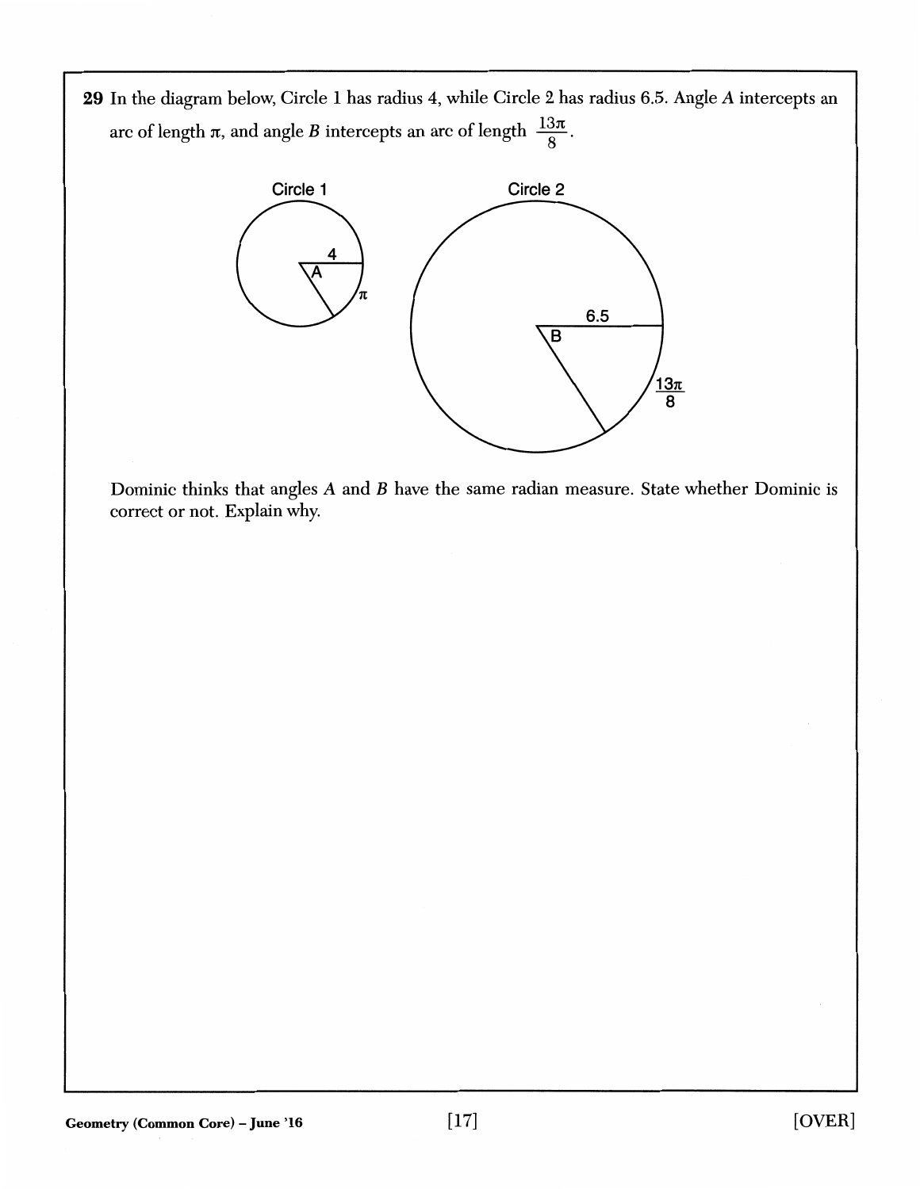**29** In the diagram below, Circle 1 has radius 4, while Circle 2 has radius 6.5. Angle $A$ intercepts an arc of length $\pi$, and angle $B$ intercepts an arc of length $\frac{13\pi}{8}$.

Dominic thinks that angles $A$ and $B$ have the same radian measure. State whether Dominic is correct or not. Explain why.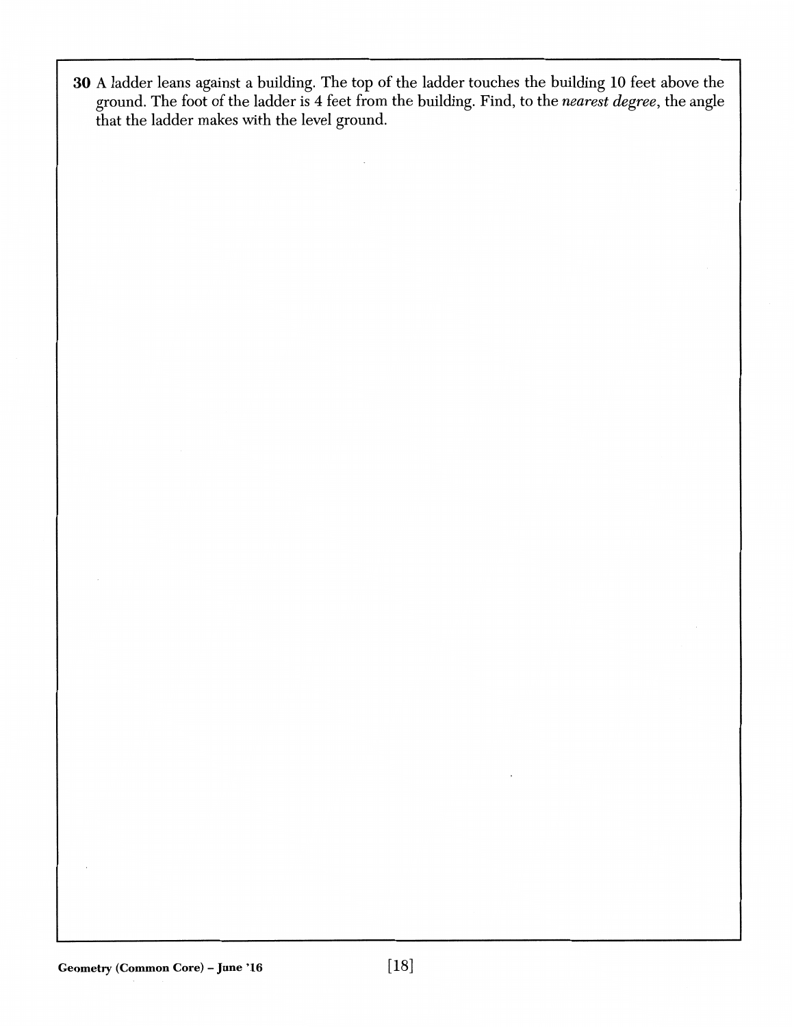**30** A ladder leans against a building. The top of the ladder touches the building 10 feet above the ground. The foot of the ladder is 4 feet from the building. Find, to the *nearest degree*, the angle that the ladder makes with the level ground.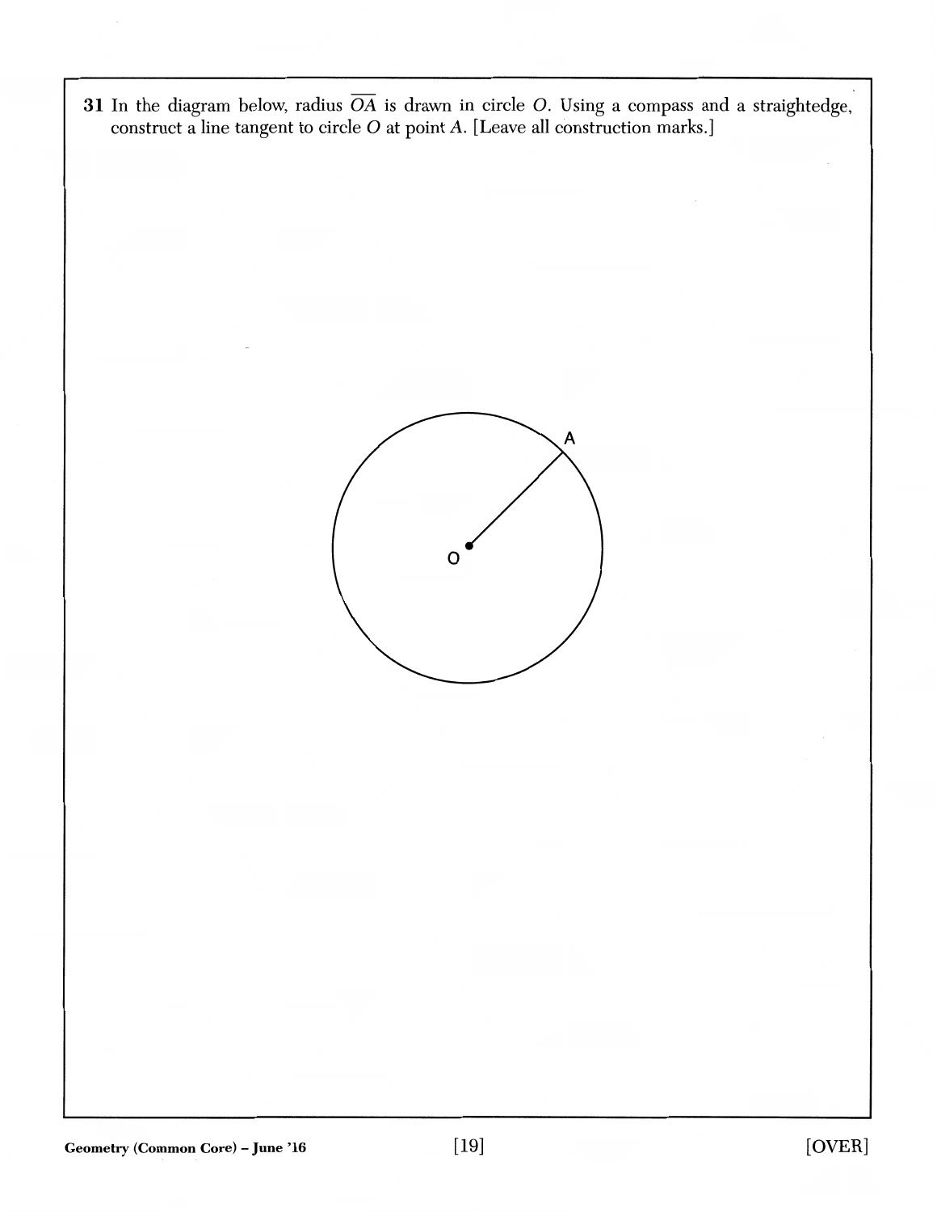31 In the diagram below, radius $\overline{OA}$ is drawn in circle $O$. Using a compass and a straightedge, construct a line tangent to circle $O$ at point $A$. [Leave all construction marks.]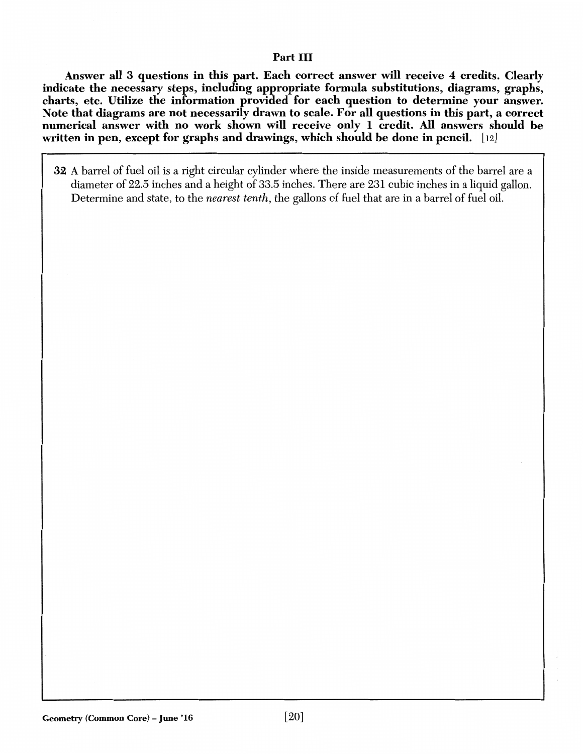## Part III

**Answer all 3 questions in this part. Each correct answer will receive 4 credits. Clearly indicate the necessary steps, including appropriate formula substitutions, diagrams, graphs, charts, etc. Utilize the information provided for each question to determine your answer. Note that diagrams are not necessarily drawn to scale. For all questions in this part, a correct numerical answer with no work shown will receive only 1 credit. All answers should be written in pen, except for graphs and drawings, which should be done in pencil.** [12]

**32** A barrel of fuel oil is a right circular cylinder where the inside measurements of the barrel are a diameter of 22.5 inches and a height of 33.5 inches. There are 231 cubic inches in a liquid gallon. Determine and state, to the *nearest tenth*, the gallons of fuel that are in a barrel of fuel oil.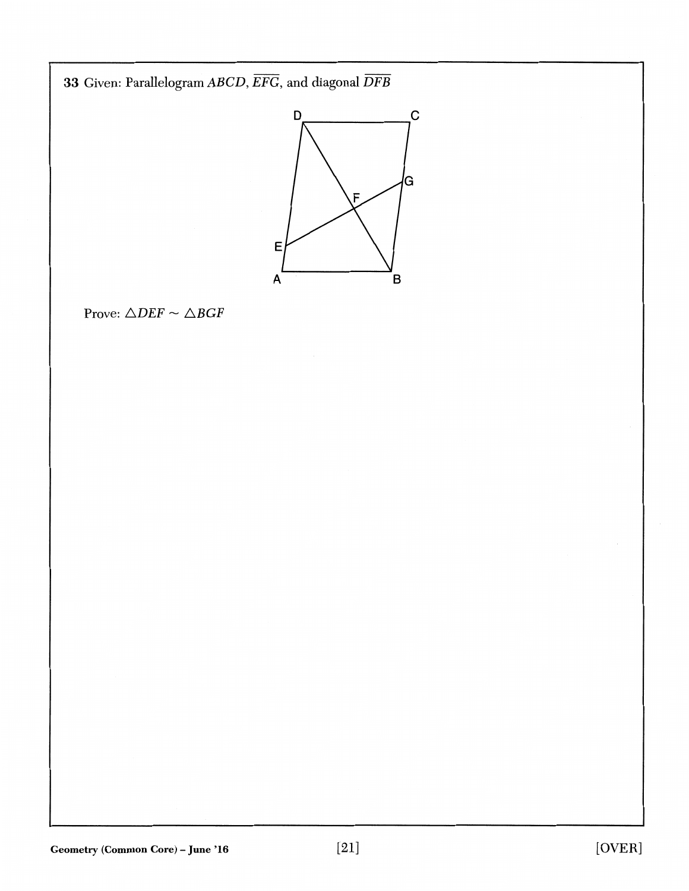**33** Given: Parallelogram $ABCD$, $\overline{EFG}$, and diagonal $\overline{DFB}$

Prove: $\triangle DEF \sim \triangle BGF$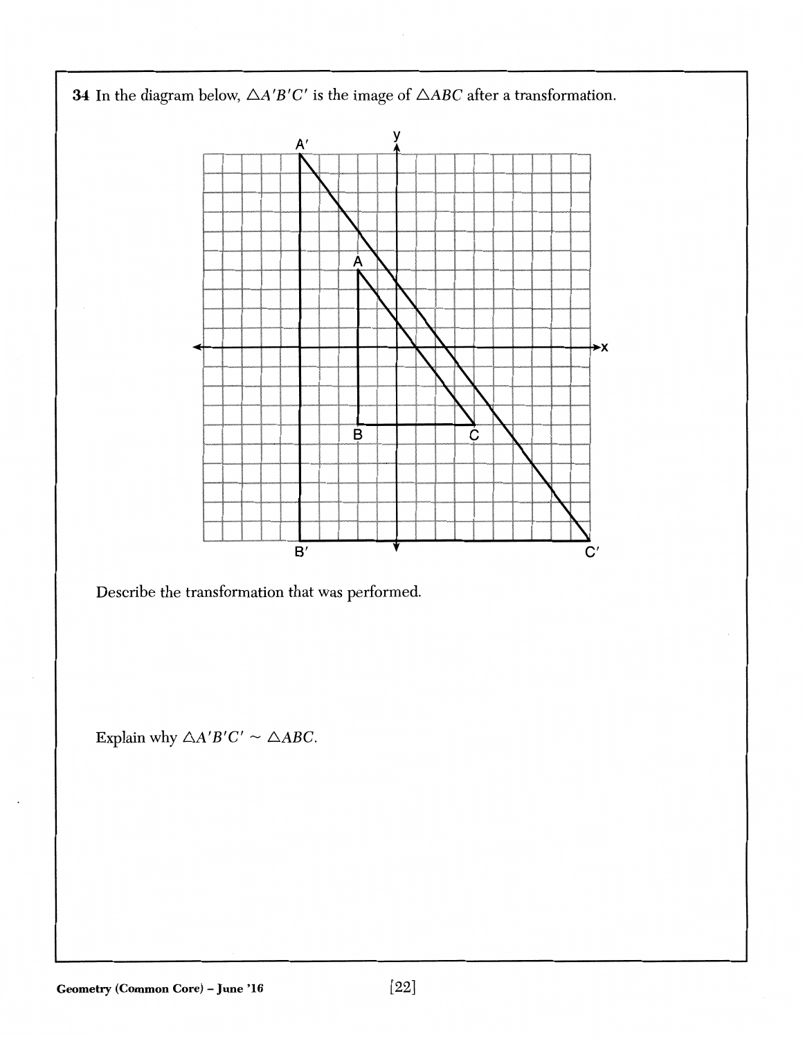**34** In the diagram below, $\triangle A'B'C'$ is the image of $\triangle ABC$ after a transformation.

Describe the transformation that was performed.

Explain why $\triangle A'B'C' \sim \triangle ABC$.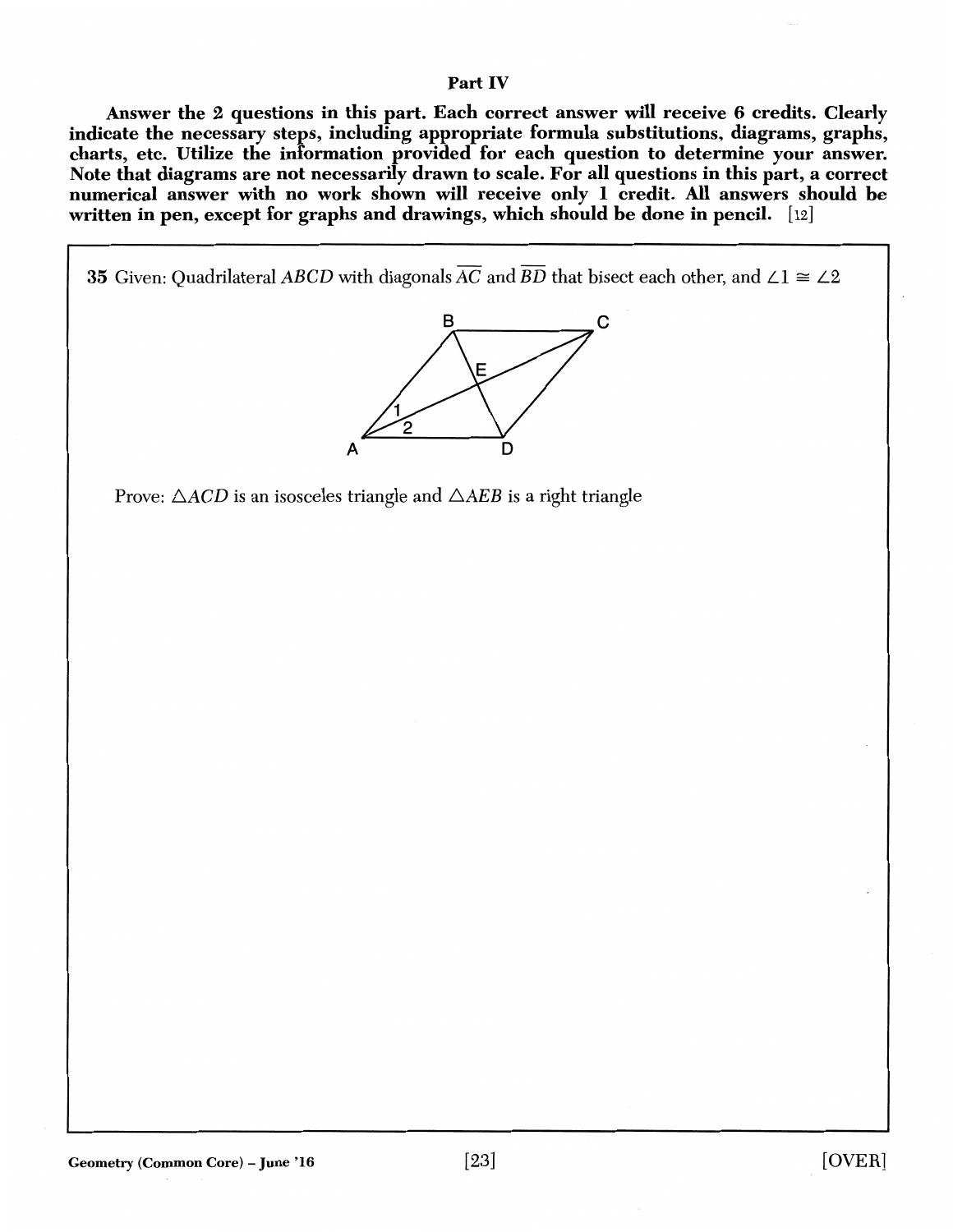## Part IV

**Answer the 2 questions in this part. Each correct answer will receive 6 credits. Clearly indicate the necessary steps, including appropriate formula substitutions, diagrams, graphs, charts, etc. Utilize the information provided for each question to determine your answer. Note that diagrams are not necessarily drawn to scale. For all questions in this part, a correct numerical answer with no work shown will receive only 1 credit. All answers should be written in pen, except for graphs and drawings, which should be done in pencil.** [12]

**35** Given: Quadrilateral $ABCD$ with diagonals $\overline{AC}$ and $\overline{BD}$ that bisect each other, and $\angle 1 \cong \angle 2$

Prove: $\triangle ACD$ is an isosceles triangle and $\triangle AEB$ is a right triangle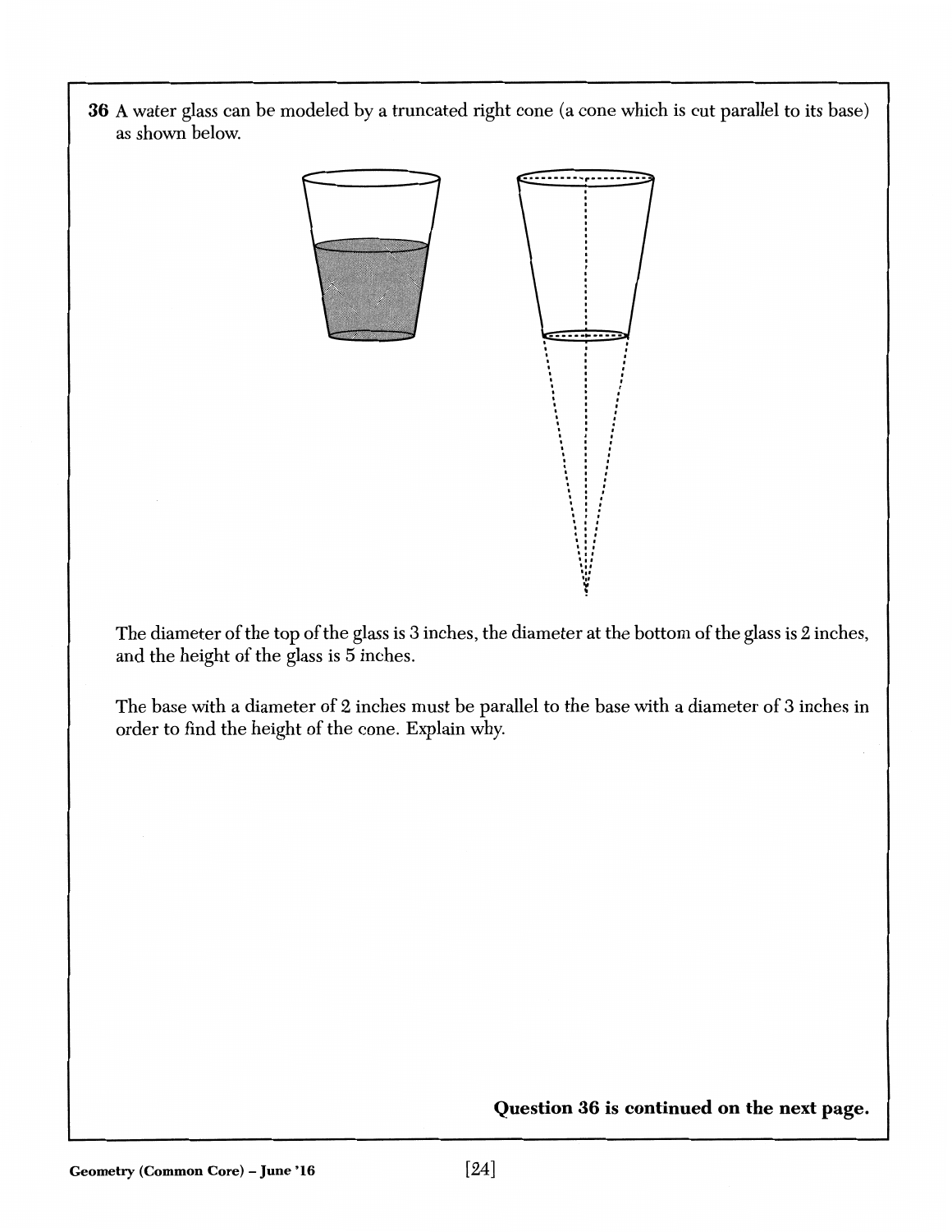**36** A water glass can be modeled by a truncated right cone (a cone which is cut parallel to its base) as shown below.

The diameter of the top of the glass is 3 inches, the diameter at the bottom of the glass is 2 inches, and the height of the glass is 5 inches.

The base with a diameter of 2 inches must be parallel to the base with a diameter of 3 inches in order to find the height of the cone. Explain why.

**Question 36 is continued on the next page.**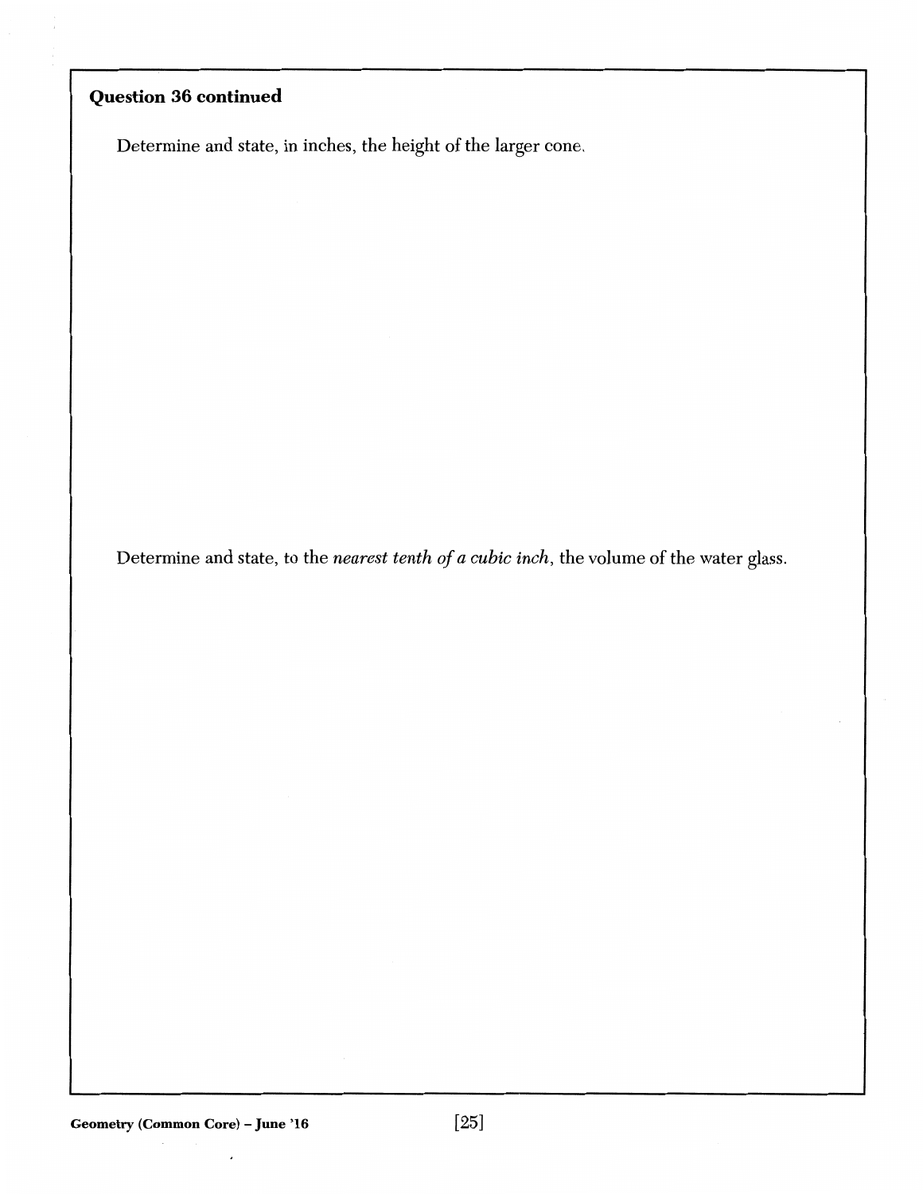**Question 36 continued**

Determine and state, in inches, the height of the larger cone.

Determine and state, to the *nearest tenth of a cubic inch*, the volume of the water glass.